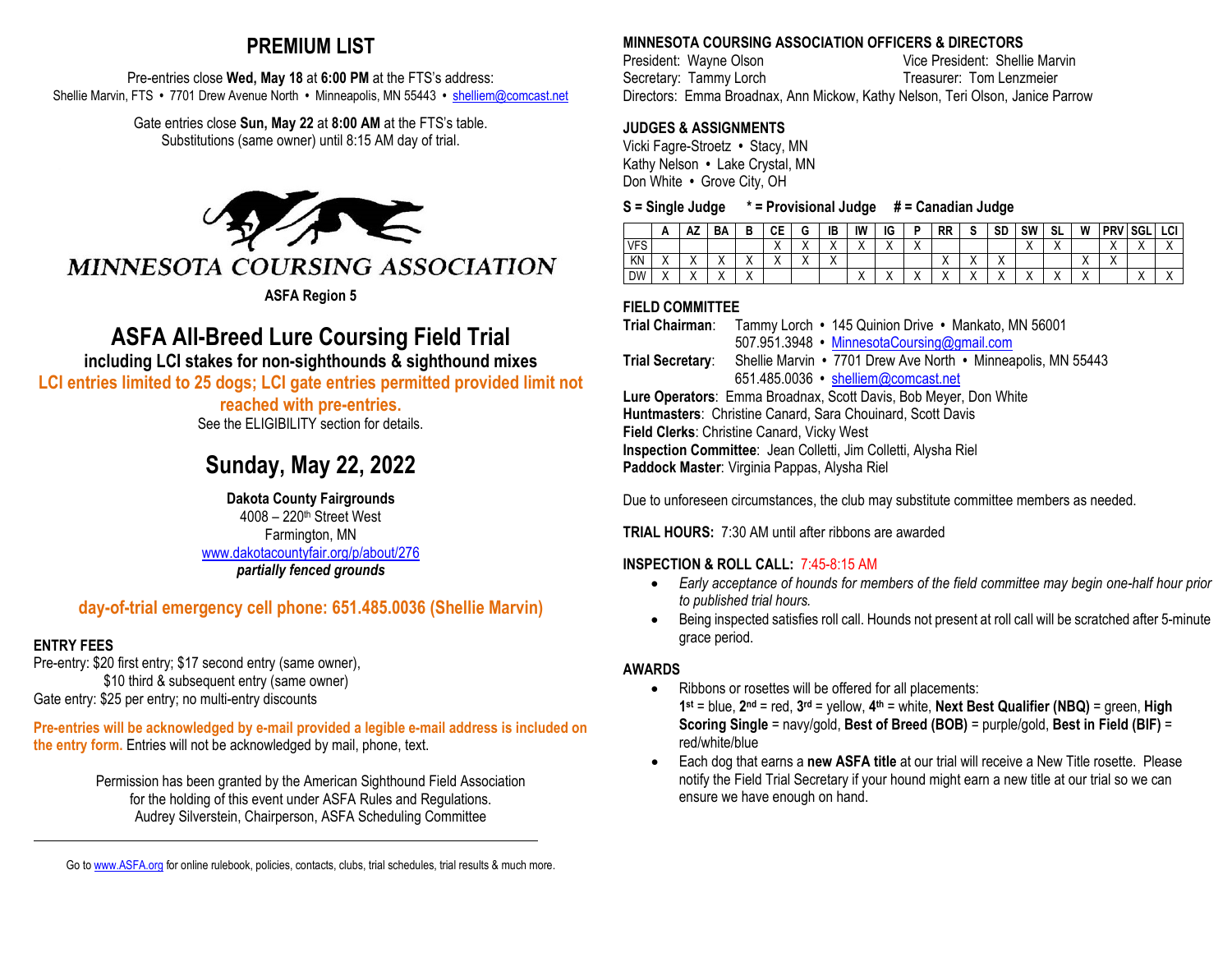# PREMIUM LIST

Pre-entries close **Wed, May 18** at **6:00 PM** at the FTS's address:
Shellie Marvin, FTS • 7701 Drew Avenue North • Minneapolis, MN 55443 • shelliem@comcast.net

Gate entries close **Sun, May 22** at **8:00 AM** at the FTS's table.
Substitutions (same owner) until 8:15 AM day of trial.

MINNESOTA COURSING ASSOCIATION

**ASFA Region 5**

# ASFA All-Breed Lure Coursing Field Trial

**including LCI stakes for non-sighthounds & sighthound mixes**

**LCI entries limited to 25 dogs; LCI gate entries permitted provided limit not reached with pre-entries.**

See the ELIGIBILITY section for details.

# Sunday, May 22, 2022

**Dakota County Fairgrounds**
4008 – 220th Street West
Farmington, MN
www.dakotacountyfair.org/p/about/276
***partially fenced grounds***

**day-of-trial emergency cell phone: 651.485.0036 (Shellie Marvin)**

## ENTRY FEES

Pre-entry: $20 first entry; $17 second entry (same owner),
$10 third & subsequent entry (same owner)
Gate entry: $25 per entry; no multi-entry discounts

**Pre-entries will be acknowledged by e-mail provided a legible e-mail address is included on the entry form.** Entries will not be acknowledged by mail, phone, text.

Permission has been granted by the American Sighthound Field Association for the holding of this event under ASFA Rules and Regulations.
Audrey Silverstein, Chairperson, ASFA Scheduling Committee

Go to www.ASFA.org for online rulebook, policies, contacts, clubs, trial schedules, trial results & much more.

## MINNESOTA COURSING ASSOCIATION OFFICERS & DIRECTORS

President: Wayne Olson
Vice President: Shellie Marvin
Secretary: Tammy Lorch
Treasurer: Tom Lenzmeier
Directors: Emma Broadnax, Ann Mickow, Kathy Nelson, Teri Olson, Janice Parrow

## JUDGES & ASSIGNMENTS

Vicki Fagre-Stroetz • Stacy, MN
Kathy Nelson • Lake Crystal, MN
Don White • Grove City, OH

**S = Single Judge \* = Provisional Judge # = Canadian Judge**

| | A | AZ | BA | B | CE | G | IB | IW | IG | P | RR | S | SD | SW | SL | W | PRV | SGL | LCI |
|---|---|---|---|---|---|---|---|---|---|---|---|---|---|---|---|---|---|---|---|
| VFS | | | | | X | X | X | X | X | X | | | | X | X | | X | X | X |
| KN | X | X | X | X | X | X | X | | | | X | X | X | | | X | X | | |
| DW | X | X | X | X | | | | X | X | X | X | X | X | X | X | X | | X | X |

## FIELD COMMITTEE

**Trial Chairman**: Tammy Lorch • 145 Quinion Drive • Mankato, MN 56001
507.951.3948 • MinnesotaCoursing@gmail.com
**Trial Secretary**: Shellie Marvin • 7701 Drew Ave North • Minneapolis, MN 55443
651.485.0036 • shelliem@comcast.net
**Lure Operators**: Emma Broadnax, Scott Davis, Bob Meyer, Don White
**Huntmasters**: Christine Canard, Sara Chouinard, Scott Davis
**Field Clerks**: Christine Canard, Vicky West
**Inspection Committee**: Jean Colletti, Jim Colletti, Alysha Riel
**Paddock Master**: Virginia Pappas, Alysha Riel

Due to unforeseen circumstances, the club may substitute committee members as needed.

**TRIAL HOURS:** 7:30 AM until after ribbons are awarded

**INSPECTION & ROLL CALL:** 7:45-8:15 AM

- *Early acceptance of hounds for members of the field committee may begin one-half hour prior to published trial hours.*
- Being inspected satisfies roll call. Hounds not present at roll call will be scratched after 5-minute grace period.

## AWARDS

- Ribbons or rosettes will be offered for all placements:
  **1st** = blue, **2nd** = red, **3rd** = yellow, **4th** = white, **Next Best Qualifier (NBQ)** = green, **High Scoring Single** = navy/gold, **Best of Breed (BOB)** = purple/gold, **Best in Field (BIF)** = red/white/blue
- Each dog that earns a **new ASFA title** at our trial will receive a New Title rosette. Please notify the Field Trial Secretary if your hound might earn a new title at our trial so we can ensure we have enough on hand.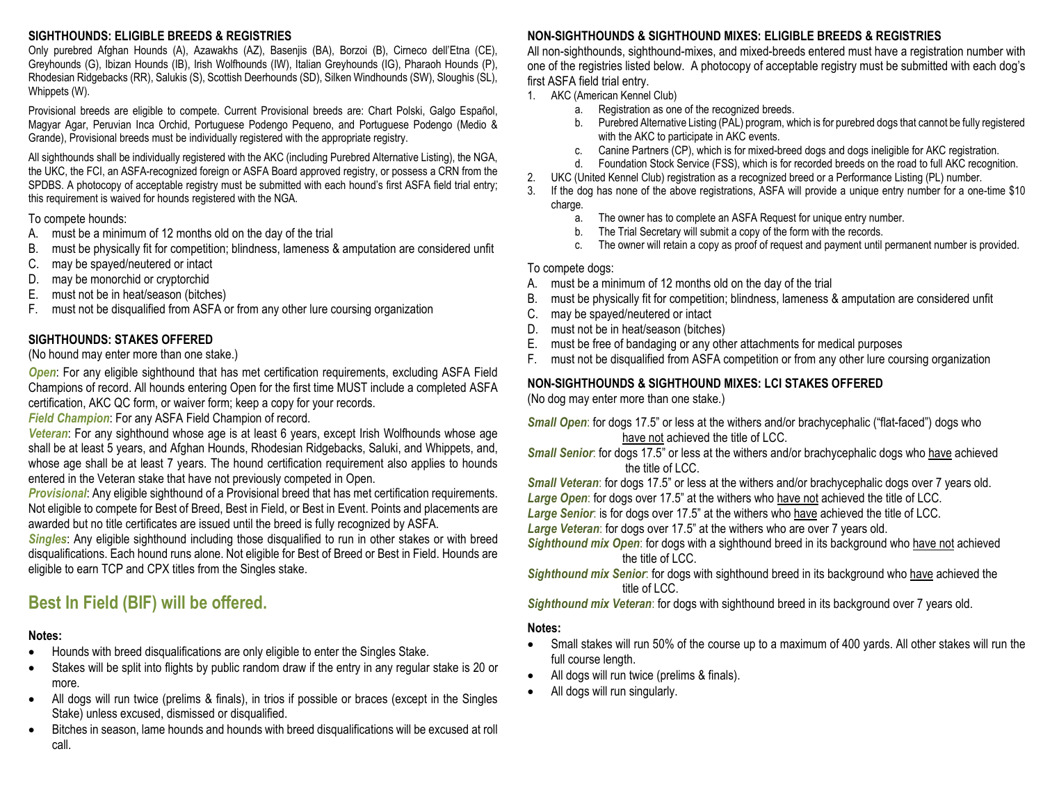## SIGHTHOUNDS: ELIGIBLE BREEDS & REGISTRIES

Only purebred Afghan Hounds (A), Azawakhs (AZ), Basenjis (BA), Borzoi (B), Cirneco dell'Etna (CE), Greyhounds (G), Ibizan Hounds (IB), Irish Wolfhounds (IW), Italian Greyhounds (IG), Pharaoh Hounds (P), Rhodesian Ridgebacks (RR), Salukis (S), Scottish Deerhounds (SD), Silken Windhounds (SW), Sloughis (SL), Whippets (W).

Provisional breeds are eligible to compete. Current Provisional breeds are: Chart Polski, Galgo Español, Magyar Agar, Peruvian Inca Orchid, Portuguese Podengo Pequeno, and Portuguese Podengo (Medio & Grande), Provisional breeds must be individually registered with the appropriate registry.

All sighthounds shall be individually registered with the AKC (including Purebred Alternative Listing), the NGA, the UKC, the FCI, an ASFA-recognized foreign or ASFA Board approved registry, or possess a CRN from the SPDBS. A photocopy of acceptable registry must be submitted with each hound's first ASFA field trial entry; this requirement is waived for hounds registered with the NGA.

To compete hounds:

A. must be a minimum of 12 months old on the day of the trial
B. must be physically fit for competition; blindness, lameness & amputation are considered unfit
C. may be spayed/neutered or intact
D. may be monorchid or cryptorchid
E. must not be in heat/season (bitches)
F. must not be disqualified from ASFA or from any other lure coursing organization

## SIGHTHOUNDS: STAKES OFFERED

(No hound may enter more than one stake.)

***Open***: For any eligible sighthound that has met certification requirements, excluding ASFA Field Champions of record. All hounds entering Open for the first time MUST include a completed ASFA certification, AKC QC form, or waiver form; keep a copy for your records.

***Field Champion***: For any ASFA Field Champion of record.

***Veteran***: For any sighthound whose age is at least 6 years, except Irish Wolfhounds whose age shall be at least 5 years, and Afghan Hounds, Rhodesian Ridgebacks, Saluki, and Whippets, and, whose age shall be at least 7 years. The hound certification requirement also applies to hounds entered in the Veteran stake that have not previously competed in Open.

***Provisional***: Any eligible sighthound of a Provisional breed that has met certification requirements. Not eligible to compete for Best of Breed, Best in Field, or Best in Event. Points and placements are awarded but no title certificates are issued until the breed is fully recognized by ASFA.

***Singles***: Any eligible sighthound including those disqualified to run in other stakes or with breed disqualifications. Each hound runs alone. Not eligible for Best of Breed or Best in Field. Hounds are eligible to earn TCP and CPX titles from the Singles stake.

# Best In Field (BIF) will be offered.

**Notes:**

- Hounds with breed disqualifications are only eligible to enter the Singles Stake.
- Stakes will be split into flights by public random draw if the entry in any regular stake is 20 or more.
- All dogs will run twice (prelims & finals), in trios if possible or braces (except in the Singles Stake) unless excused, dismissed or disqualified.
- Bitches in season, lame hounds and hounds with breed disqualifications will be excused at roll call.

## NON-SIGHTHOUNDS & SIGHTHOUND MIXES: ELIGIBLE BREEDS & REGISTRIES

All non-sighthounds, sighthound-mixes, and mixed-breeds entered must have a registration number with one of the registries listed below. A photocopy of acceptable registry must be submitted with each dog's first ASFA field trial entry.

1. AKC (American Kennel Club)
   a. Registration as one of the recognized breeds.
   b. Purebred Alternative Listing (PAL) program, which is for purebred dogs that cannot be fully registered with the AKC to participate in AKC events.
   c. Canine Partners (CP), which is for mixed-breed dogs and dogs ineligible for AKC registration.
   d. Foundation Stock Service (FSS), which is for recorded breeds on the road to full AKC recognition.
2. UKC (United Kennel Club) registration as a recognized breed or a Performance Listing (PL) number.
3. If the dog has none of the above registrations, ASFA will provide a unique entry number for a one-time $10 charge.
   a. The owner has to complete an ASFA Request for unique entry number.
   b. The Trial Secretary will submit a copy of the form with the records.
   c. The owner will retain a copy as proof of request and payment until permanent number is provided.

To compete dogs:

A. must be a minimum of 12 months old on the day of the trial
B. must be physically fit for competition; blindness, lameness & amputation are considered unfit
C. may be spayed/neutered or intact
D. must not be in heat/season (bitches)
E. must be free of bandaging or any other attachments for medical purposes
F. must not be disqualified from ASFA competition or from any other lure coursing organization

## NON-SIGHTHOUNDS & SIGHTHOUND MIXES: LCI STAKES OFFERED

(No dog may enter more than one stake.)

***Small Open***: for dogs 17.5" or less at the withers and/or brachycephalic ("flat-faced") dogs who have not achieved the title of LCC.

***Small Senior***: for dogs 17.5" or less at the withers and/or brachycephalic dogs who have achieved the title of LCC.

***Small Veteran***: for dogs 17.5" or less at the withers and/or brachycephalic dogs over 7 years old.

***Large Open***: for dogs over 17.5" at the withers who have not achieved the title of LCC.

***Large Senior***: is for dogs over 17.5" at the withers who have achieved the title of LCC.

***Large Veteran***: for dogs over 17.5" at the withers who are over 7 years old.

***Sighthound mix Open***: for dogs with a sighthound breed in its background who have not achieved the title of LCC.

***Sighthound mix Senior***: for dogs with sighthound breed in its background who have achieved the title of LCC.

***Sighthound mix Veteran***: for dogs with sighthound breed in its background over 7 years old.

**Notes:**

- Small stakes will run 50% of the course up to a maximum of 400 yards. All other stakes will run the full course length.
- All dogs will run twice (prelims & finals).
- All dogs will run singularly.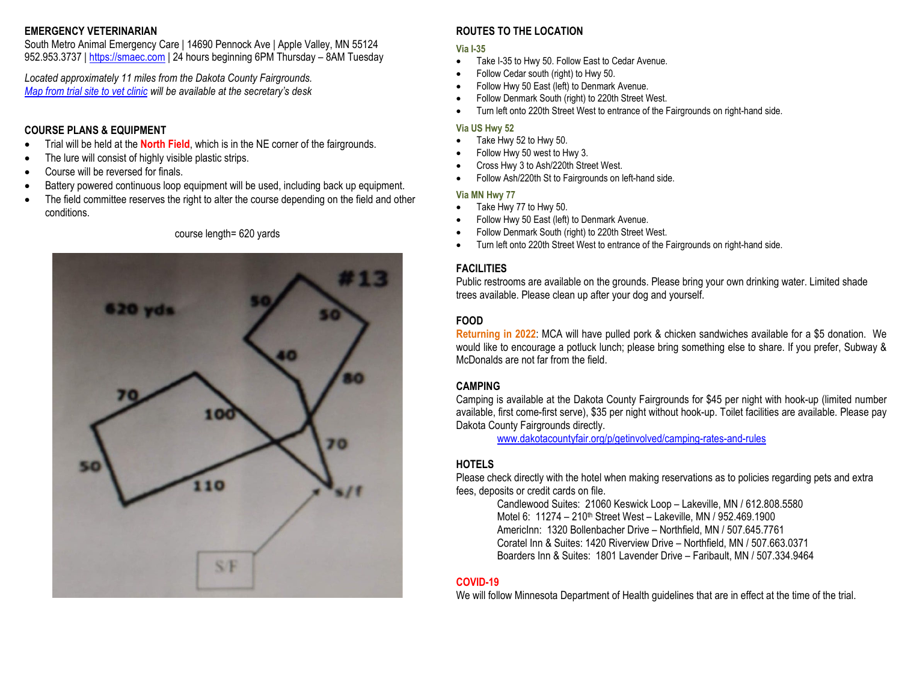## EMERGENCY VETERINARIAN

South Metro Animal Emergency Care | 14690 Pennock Ave | Apple Valley, MN 55124
952.953.3737 | https://smaec.com | 24 hours beginning 6PM Thursday – 8AM Tuesday

*Located approximately 11 miles from the Dakota County Fairgrounds.*
*Map from trial site to vet clinic will be available at the secretary's desk*

## COURSE PLANS & EQUIPMENT

- Trial will be held at the **North Field**, which is in the NE corner of the fairgrounds.
- The lure will consist of highly visible plastic strips.
- Course will be reversed for finals.
- Battery powered continuous loop equipment will be used, including back up equipment.
- The field committee reserves the right to alter the course depending on the field and other conditions.

course length= 620 yards

## ROUTES TO THE LOCATION

### Via I-35

- Take I-35 to Hwy 50. Follow East to Cedar Avenue.
- Follow Cedar south (right) to Hwy 50.
- Follow Hwy 50 East (left) to Denmark Avenue.
- Follow Denmark South (right) to 220th Street West.
- Turn left onto 220th Street West to entrance of the Fairgrounds on right-hand side.

### Via US Hwy 52

- Take Hwy 52 to Hwy 50.
- Follow Hwy 50 west to Hwy 3.
- Cross Hwy 3 to Ash/220th Street West.
- Follow Ash/220th St to Fairgrounds on left-hand side.

### Via MN Hwy 77

- Take Hwy 77 to Hwy 50.
- Follow Hwy 50 East (left) to Denmark Avenue.
- Follow Denmark South (right) to 220th Street West.
- Turn left onto 220th Street West to entrance of the Fairgrounds on right-hand side.

## FACILITIES

Public restrooms are available on the grounds. Please bring your own drinking water. Limited shade trees available. Please clean up after your dog and yourself.

## FOOD

**Returning in 2022**: MCA will have pulled pork & chicken sandwiches available for a $5 donation. We would like to encourage a potluck lunch; please bring something else to share. If you prefer, Subway & McDonalds are not far from the field.

## CAMPING

Camping is available at the Dakota County Fairgrounds for $45 per night with hook-up (limited number available, first come-first serve), $35 per night without hook-up. Toilet facilities are available. Please pay Dakota County Fairgrounds directly.

www.dakotacountyfair.org/p/getinvolved/camping-rates-and-rules

## HOTELS

Please check directly with the hotel when making reservations as to policies regarding pets and extra fees, deposits or credit cards on file.

Candlewood Suites: 21060 Keswick Loop – Lakeville, MN / 612.808.5580
Motel 6: 11274 – 210th Street West – Lakeville, MN / 952.469.1900
AmericInn: 1320 Bollenbacher Drive – Northfield, MN / 507.645.7761
Coratel Inn & Suites: 1420 Riverview Drive – Northfield, MN / 507.663.0371
Boarders Inn & Suites: 1801 Lavender Drive – Faribault, MN / 507.334.9464

## COVID-19

We will follow Minnesota Department of Health guidelines that are in effect at the time of the trial.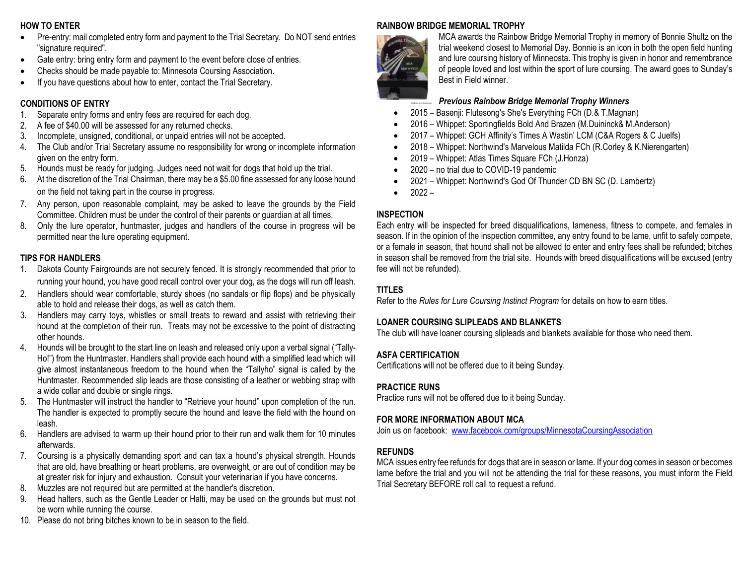## HOW TO ENTER

- Pre-entry: mail completed entry form and payment to the Trial Secretary. Do NOT send entries "signature required".
- Gate entry: bring entry form and payment to the event before close of entries.
- Checks should be made payable to: Minnesota Coursing Association.
- If you have questions about how to enter, contact the Trial Secretary.

## CONDITIONS OF ENTRY

1. Separate entry forms and entry fees are required for each dog.
2. A fee of $40.00 will be assessed for any returned checks.
3. Incomplete, unsigned, conditional, or unpaid entries will not be accepted.
4. The Club and/or Trial Secretary assume no responsibility for wrong or incomplete information given on the entry form.
5. Hounds must be ready for judging. Judges need not wait for dogs that hold up the trial.
6. At the discretion of the Trial Chairman, there may be a $5.00 fine assessed for any loose hound on the field not taking part in the course in progress.
7. Any person, upon reasonable complaint, may be asked to leave the grounds by the Field Committee. Children must be under the control of their parents or guardian at all times.
8. Only the lure operator, huntmaster, judges and handlers of the course in progress will be permitted near the lure operating equipment.

## TIPS FOR HANDLERS

1. Dakota County Fairgrounds are not securely fenced. It is strongly recommended that prior to running your hound, you have good recall control over your dog, as the dogs will run off leash.
2. Handlers should wear comfortable, sturdy shoes (no sandals or flip flops) and be physically able to hold and release their dogs, as well as catch them.
3. Handlers may carry toys, whistles or small treats to reward and assist with retrieving their hound at the completion of their run. Treats may not be excessive to the point of distracting other hounds.
4. Hounds will be brought to the start line on leash and released only upon a verbal signal ("Tally-Ho!") from the Huntmaster. Handlers shall provide each hound with a simplified lead which will give almost instantaneous freedom to the hound when the "Tallyho" signal is called by the Huntmaster. Recommended slip leads are those consisting of a leather or webbing strap with a wide collar and double or single rings.
5. The Huntmaster will instruct the handler to "Retrieve your hound" upon completion of the run. The handler is expected to promptly secure the hound and leave the field with the hound on leash.
6. Handlers are advised to warm up their hound prior to their run and walk them for 10 minutes afterwards.
7. Coursing is a physically demanding sport and can tax a hound's physical strength. Hounds that are old, have breathing or heart problems, are overweight, or are out of condition may be at greater risk for injury and exhaustion. Consult your veterinarian if you have concerns.
8. Muzzles are not required but are permitted at the handler's discretion.
9. Head halters, such as the Gentle Leader or Halti, may be used on the grounds but must not be worn while running the course.
10. Please do not bring bitches known to be in season to the field.

## RAINBOW BRIDGE MEMORIAL TROPHY

MCA awards the Rainbow Bridge Memorial Trophy in memory of Bonnie Shultz on the trial weekend closest to Memorial Day. Bonnie is an icon in both the open field hunting and lure coursing history of Minnesota. This trophy is given in honor and remembrance of people loved and lost within the sport of lure coursing. The award goes to Sunday's Best in Field winner.

### *Previous Rainbow Bridge Memorial Trophy Winners*

- 2015 – Basenji: Flutesong's She's Everything FCh (D.& T.Magnan)
- 2016 – Whippet: Sportingfields Bold And Brazen (M.Duininck& M.Anderson)
- 2017 – Whippet: GCH Affinity's Times A Wastin' LCM (C&A Rogers & C Juelfs)
- 2018 – Whippet: Northwind's Marvelous Matilda FCh (R.Corley & K.Nierengarten)
- 2019 – Whippet: Atlas Times Square FCh (J.Honza)
- 2020 – no trial due to COVID-19 pandemic
- 2021 – Whippet: Northwind's God Of Thunder CD BN SC (D. Lambertz)
- 2022 –

## INSPECTION

Each entry will be inspected for breed disqualifications, lameness, fitness to compete, and females in season. If in the opinion of the inspection committee, any entry found to be lame, unfit to safely compete, or a female in season, that hound shall not be allowed to enter and entry fees shall be refunded; bitches in season shall be removed from the trial site. Hounds with breed disqualifications will be excused (entry fee will not be refunded).

## TITLES

Refer to the *Rules for Lure Coursing Instinct Program* for details on how to earn titles.

## LOANER COURSING SLIPLEADS AND BLANKETS

The club will have loaner coursing slipleads and blankets available for those who need them.

## ASFA CERTIFICATION

Certifications will not be offered due to it being Sunday.

## PRACTICE RUNS

Practice runs will not be offered due to it being Sunday.

## FOR MORE INFORMATION ABOUT MCA

Join us on facebook: www.facebook.com/groups/MinnesotaCoursingAssociation

## REFUNDS

MCA issues entry fee refunds for dogs that are in season or lame. If your dog comes in season or becomes lame before the trial and you will not be attending the trial for these reasons, you must inform the Field Trial Secretary BEFORE roll call to request a refund.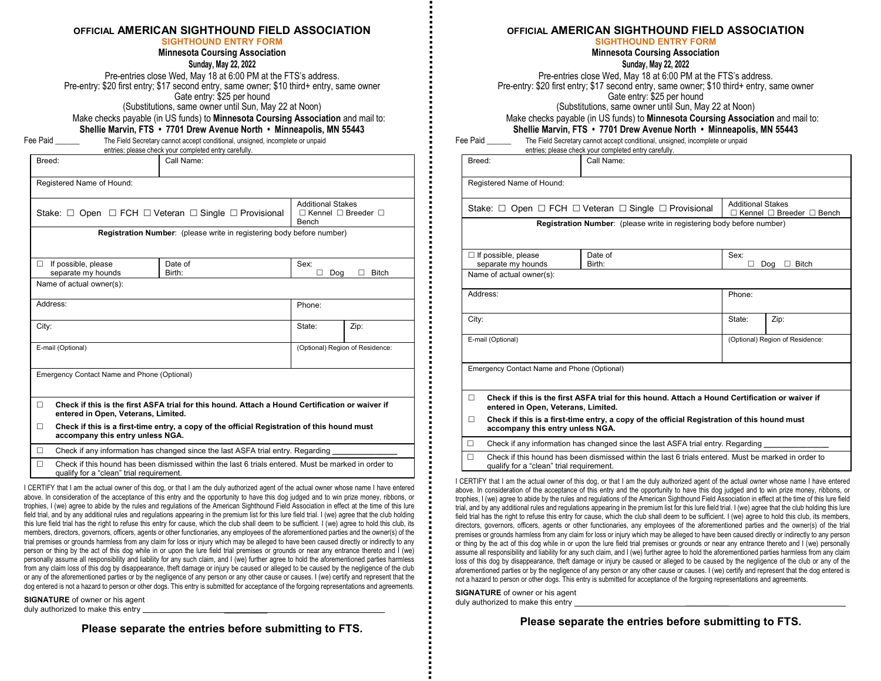**OFFICIAL AMERICAN SIGHTHOUND FIELD ASSOCIATION**

**SIGHTHOUND ENTRY FORM**

**Minnesota Coursing Association**

**Sunday, May 22, 2022**

Pre-entries close Wed, May 18 at 6:00 PM at the FTS's address.
Pre-entry: $20 first entry; $17 second entry, same owner; $10 third+ entry, same owner
Gate entry: $25 per hound
(Substitutions, same owner until Sun, May 22 at Noon)

Make checks payable (in US funds) to **Minnesota Coursing Association** and mail to:
**Shellie Marvin, FTS • 7701 Drew Avenue North • Minneapolis, MN 55443**

Fee Paid ______ The Field Secretary cannot accept conditional, unsigned, incomplete or unpaid entries; please check your completed entry carefully.

| | | | |
|---|---|---|---|
| Breed: | Call Name: | | |
| Registered Name of Hound: | | | |
| Stake: ☐ Open ☐ FCH ☐ Veteran ☐ Single ☐ Provisional | | Additional Stakes ☐ Kennel ☐ Breeder ☐ Bench | |
| **Registration Number**: (please write in registering body before number) | | | |
| ☐ If possible, please separate my hounds | Date of Birth: | Sex: ☐ Dog ☐ Bitch | |
| Name of actual owner(s): | | | |
| Address: | | Phone: | |
| City: | | State: | Zip: |
| E-mail (Optional) | | (Optional) Region of Residence: | |
| Emergency Contact Name and Phone (Optional) | | | |

☐ **Check if this is the first ASFA trial for this hound. Attach a Hound Certification or waiver if entered in Open, Veterans, Limited.**

☐ **Check if this is a first-time entry, a copy of the official Registration of this hound must accompany this entry unless NGA.**

☐ Check if any information has changed since the last ASFA trial entry. Regarding ______________

☐ Check if this hound has been dismissed within the last 6 trials entered. Must be marked in order to qualify for a "clean" trial requirement.

I CERTIFY that I am the actual owner of this dog, or that I am the duly authorized agent of the actual owner whose name I have entered above. In consideration of the acceptance of this entry and the opportunity to have this dog judged and to win prize money, ribbons, or trophies, I (we) agree to abide by the rules and regulations of the American Sighthound Field Association in effect at the time of this lure field trial, and by any additional rules and regulations appearing in the premium list for this lure field trial. I (we) agree that the club holding this lure field trial has the right to refuse this entry for cause, which the club shall deem to be sufficient. I (we) agree to hold this club, its members, directors, governors, officers, agents or other functionaries, any employees of the aforementioned parties and the owner(s) of the trial premises or grounds harmless from any claim for loss or injury which may be alleged to have been caused directly or indirectly to any person or thing by the act of this dog while in or upon the lure field trial premises or grounds or near any entrance thereto and I (we) personally assume all responsibility and liability for any such claim, and I (we) further agree to hold the aforementioned parties harmless from any claim loss of this dog by disappearance, theft damage or injury be caused or alleged to be caused by the negligence of the club or any of the aforementioned parties or by the negligence of any person or any other cause or causes. I (we) certify and represent that the dog entered is not a hazard to person or other dogs. This entry is submitted for acceptance of the forgoing representations and agreements.

**SIGNATURE** of owner or his agent
duly authorized to make this entry ______________________________________

**Please separate the entries before submitting to FTS.**

---

**OFFICIAL AMERICAN SIGHTHOUND FIELD ASSOCIATION**

**SIGHTHOUND ENTRY FORM**

**Minnesota Coursing Association**

**Sunday, May 22, 2022**

Pre-entries close Wed, May 18 at 6:00 PM at the FTS's address.
Pre-entry: $20 first entry; $17 second entry, same owner; $10 third+ entry, same owner
Gate entry: $25 per hound
(Substitutions, same owner until Sun, May 22 at Noon)

Make checks payable (in US funds) to **Minnesota Coursing Association** and mail to:
**Shellie Marvin, FTS • 7701 Drew Avenue North • Minneapolis, MN 55443**

Fee Paid ______ The Field Secretary cannot accept conditional, unsigned, incomplete or unpaid entries; please check your completed entry carefully.

| | | | |
|---|---|---|---|
| Breed: | Call Name: | | |
| Registered Name of Hound: | | | |
| Stake: ☐ Open ☐ FCH ☐ Veteran ☐ Single ☐ Provisional | | Additional Stakes ☐ Kennel ☐ Breeder ☐ Bench | |
| **Registration Number**: (please write in registering body before number) | | | |
| ☐ If possible, please separate my hounds | Date of Birth: | Sex: ☐ Dog ☐ Bitch | |
| Name of actual owner(s): | | | |
| Address: | | Phone: | |
| City: | | State: | Zip: |
| E-mail (Optional) | | (Optional) Region of Residence: | |
| Emergency Contact Name and Phone (Optional) | | | |

☐ **Check if this is the first ASFA trial for this hound. Attach a Hound Certification or waiver if entered in Open, Veterans, Limited.**

☐ **Check if this is a first-time entry, a copy of the official Registration of this hound must accompany this entry unless NGA.**

☐ Check if any information has changed since the last ASFA trial entry. Regarding ______________

☐ Check if this hound has been dismissed within the last 6 trials entered. Must be marked in order to qualify for a "clean" trial requirement.

I CERTIFY that I am the actual owner of this dog, or that I am the duly authorized agent of the actual owner whose name I have entered above. In consideration of the acceptance of this entry and the opportunity to have this dog judged and to win prize money, ribbons, or trophies, I (we) agree to abide by the rules and regulations of the American Sighthound Field Association in effect at the time of this lure field trial, and by any additional rules and regulations appearing in the premium list for this lure field trial. I (we) agree that the club holding this lure field trial has the right to refuse this entry for cause, which the club shall deem to be sufficient. I (we) agree to hold this club, its members, directors, governors, officers, agents or other functionaries, any employees of the aforementioned parties and the owner(s) of the trial premises or grounds harmless from any claim for loss or injury which may be alleged to have been caused directly or indirectly to any person or thing by the act of this dog while in or upon the lure field trial premises or grounds or near any entrance thereto and I (we) personally assume all responsibility and liability for any such claim, and I (we) further agree to hold the aforementioned parties harmless from any claim loss of this dog by disappearance, theft damage or injury be caused or alleged to be caused by the negligence of the club or any of the aforementioned parties or by the negligence of any person or any other cause or causes. I (we) certify and represent that the dog entered is not a hazard to person or other dogs. This entry is submitted for acceptance of the forgoing representations and agreements.

**SIGNATURE** of owner or his agent
duly authorized to make this entry ______________________________________

**Please separate the entries before submitting to FTS.**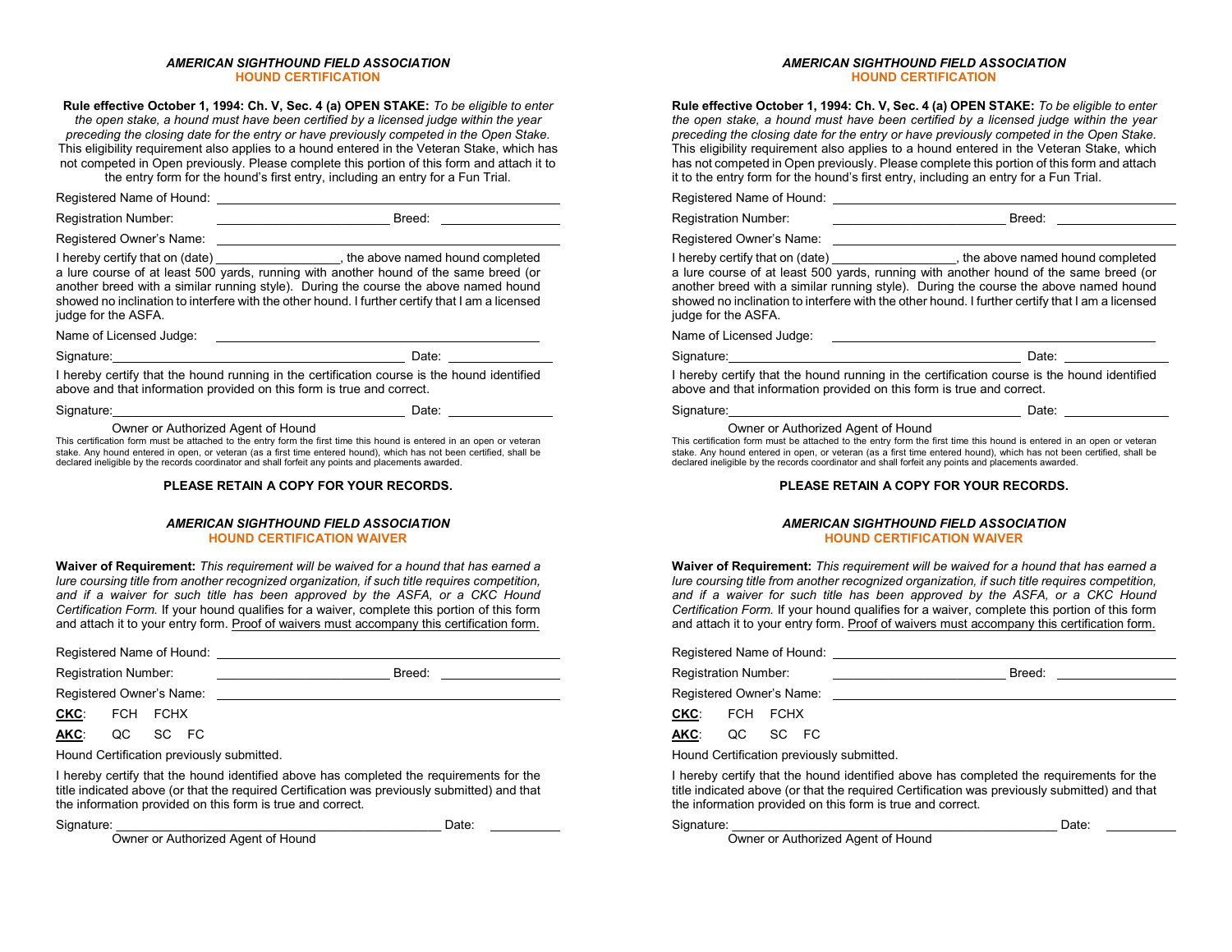### *AMERICAN SIGHTHOUND FIELD ASSOCIATION*
### HOUND CERTIFICATION

**Rule effective October 1, 1994: Ch. V, Sec. 4 (a) OPEN STAKE:** *To be eligible to enter the open stake, a hound must have been certified by a licensed judge within the year preceding the closing date for the entry or have previously competed in the Open Stake.* This eligibility requirement also applies to a hound entered in the Veteran Stake, which has not competed in Open previously. Please complete this portion of this form and attach it to the entry form for the hound's first entry, including an entry for a Fun Trial.

Registered Name of Hound: ______________________________

Registration Number: ______________________ Breed: ________________

Registered Owner's Name: ______________________________

I hereby certify that on (date) ________________, the above named hound completed a lure course of at least 500 yards, running with another hound of the same breed (or another breed with a similar running style). During the course the above named hound showed no inclination to interfere with the other hound. I further certify that I am a licensed judge for the ASFA.

Name of Licensed Judge: ______________________________

Signature: ______________________________ Date: ______________

I hereby certify that the hound running in the certification course is the hound identified above and that information provided on this form is true and correct.

Signature: ______________________________ Date: ______________

Owner or Authorized Agent of Hound

This certification form must be attached to the entry form the first time this hound is entered in an open or veteran stake. Any hound entered in open, or veteran (as a first time entered hound), which has not been certified, shall be declared ineligible by the records coordinator and shall forfeit any points and placements awarded.

**PLEASE RETAIN A COPY FOR YOUR RECORDS.**

### *AMERICAN SIGHTHOUND FIELD ASSOCIATION*
### HOUND CERTIFICATION WAIVER

**Waiver of Requirement:** *This requirement will be waived for a hound that has earned a lure coursing title from another recognized organization, if such title requires competition, and if a waiver for such title has been approved by the ASFA, or a CKC Hound Certification Form.* If your hound qualifies for a waiver, complete this portion of this form and attach it to your entry form. Proof of waivers must accompany this certification form.

Registered Name of Hound: ______________________________

Registration Number: ______________________ Breed: ________________

Registered Owner's Name: ______________________________

**CKC**: FCH FCHX

**AKC**: QC SC FC

Hound Certification previously submitted.

I hereby certify that the hound identified above has completed the requirements for the title indicated above (or that the required Certification was previously submitted) and that the information provided on this form is true and correct.

Signature: ______________________________ Date: __________

Owner or Authorized Agent of Hound

### *AMERICAN SIGHTHOUND FIELD ASSOCIATION*
### HOUND CERTIFICATION

**Rule effective October 1, 1994: Ch. V, Sec. 4 (a) OPEN STAKE:** *To be eligible to enter the open stake, a hound must have been certified by a licensed judge within the year preceding the closing date for the entry or have previously competed in the Open Stake.* This eligibility requirement also applies to a hound entered in the Veteran Stake, which has not competed in Open previously. Please complete this portion of this form and attach it to the entry form for the hound's first entry, including an entry for a Fun Trial.

Registered Name of Hound: ______________________________

Registration Number: ______________________ Breed: ________________

Registered Owner's Name: ______________________________

I hereby certify that on (date) ________________, the above named hound completed a lure course of at least 500 yards, running with another hound of the same breed (or another breed with a similar running style). During the course the above named hound showed no inclination to interfere with the other hound. I further certify that I am a licensed judge for the ASFA.

Name of Licensed Judge: ______________________________

Signature: ______________________________ Date: ______________

I hereby certify that the hound running in the certification course is the hound identified above and that information provided on this form is true and correct.

Signature: ______________________________ Date: ______________

Owner or Authorized Agent of Hound

This certification form must be attached to the entry form the first time this hound is entered in an open or veteran stake. Any hound entered in open, or veteran (as a first time entered hound), which has not been certified, shall be declared ineligible by the records coordinator and shall forfeit any points and placements awarded.

**PLEASE RETAIN A COPY FOR YOUR RECORDS.**

### *AMERICAN SIGHTHOUND FIELD ASSOCIATION*
### HOUND CERTIFICATION WAIVER

**Waiver of Requirement:** *This requirement will be waived for a hound that has earned a lure coursing title from another recognized organization, if such title requires competition, and if a waiver for such title has been approved by the ASFA, or a CKC Hound Certification Form.* If your hound qualifies for a waiver, complete this portion of this form and attach it to your entry form. Proof of waivers must accompany this certification form.

Registered Name of Hound: ______________________________

Registration Number: ______________________ Breed: ________________

Registered Owner's Name: ______________________________

**CKC**: FCH FCHX

**AKC**: QC SC FC

Hound Certification previously submitted.

I hereby certify that the hound identified above has completed the requirements for the title indicated above (or that the required Certification was previously submitted) and that the information provided on this form is true and correct.

Signature: ______________________________ Date: __________

Owner or Authorized Agent of Hound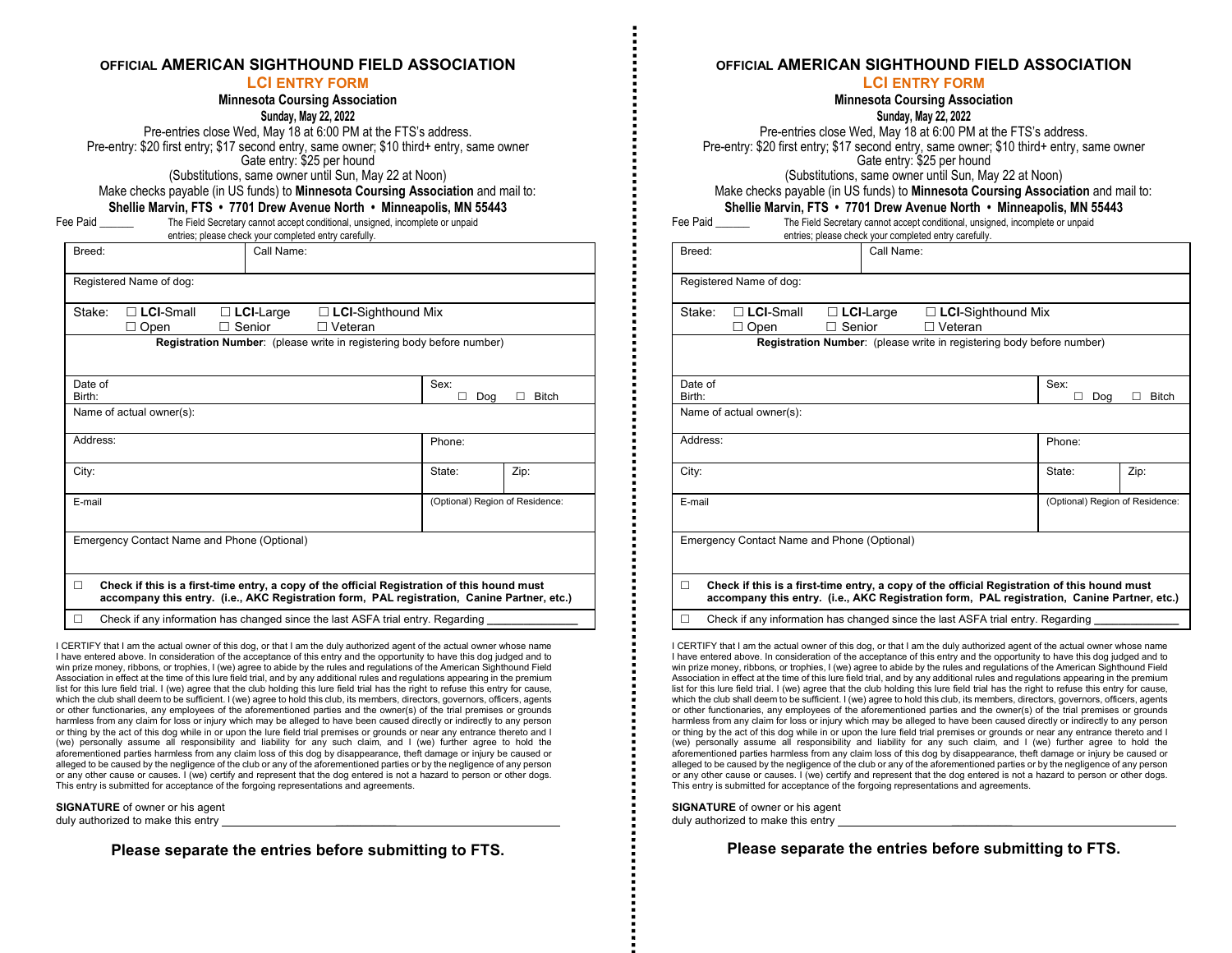**OFFICIAL AMERICAN SIGHTHOUND FIELD ASSOCIATION**

**LCI ENTRY FORM**

**Minnesota Coursing Association**

**Sunday, May 22, 2022**

Pre-entries close Wed, May 18 at 6:00 PM at the FTS's address.
Pre-entry: $20 first entry; $17 second entry, same owner; $10 third+ entry, same owner
Gate entry: $25 per hound
(Substitutions, same owner until Sun, May 22 at Noon)
Make checks payable (in US funds) to **Minnesota Coursing Association** and mail to:
**Shellie Marvin, FTS • 7701 Drew Avenue North • Minneapolis, MN 55443**

Fee Paid ______ The Field Secretary cannot accept conditional, unsigned, incomplete or unpaid entries; please check your completed entry carefully.

| Breed: | Call Name: | |
|---|---|---|
| Registered Name of dog: | | |
| Stake: ☐ **LCI**-Small ☐ **LCI**-Large ☐ **LCI**-Sighthound Mix ☐ Open ☐ Senior ☐ Veteran | | |
| **Registration Number**: (please write in registering body before number) | | |
| Date of Birth: | Sex: ☐ Dog ☐ Bitch | |
| Name of actual owner(s): | | |
| Address: | Phone: | |
| City: | State: | Zip: |
| E-mail | (Optional) Region of Residence: | |
| Emergency Contact Name and Phone (Optional) | | |
| ☐ **Check if this is a first-time entry, a copy of the official Registration of this hound must accompany this entry. (i.e., AKC Registration form, PAL registration, Canine Partner, etc.)** | | |
| ☐ Check if any information has changed since the last ASFA trial entry. Regarding ______________ | | |

I CERTIFY that I am the actual owner of this dog, or that I am the duly authorized agent of the actual owner whose name I have entered above. In consideration of the acceptance of this entry and the opportunity to have this dog judged and to win prize money, ribbons, or trophies, I (we) agree to abide by the rules and regulations of the American Sighthound Field Association in effect at the time of this lure field trial, and by any additional rules and regulations appearing in the premium list for this lure field trial. I (we) agree that the club holding this lure field trial has the right to refuse this entry for cause, which the club shall deem to be sufficient. I (we) agree to hold this club, its members, directors, governors, officers, agents or other functionaries, any employees of the aforementioned parties and the owner(s) of the trial premises or grounds harmless from any claim for loss or injury which may be alleged to have been caused directly or indirectly to any person or thing by the act of this dog while in or upon the lure field trial premises or grounds or near any entrance thereto and I (we) personally assume all responsibility and liability for any such claim, and I (we) further agree to hold the aforementioned parties harmless from any claim loss of this dog by disappearance, theft damage or injury be caused or alleged to be caused by the negligence of the club or any of the aforementioned parties or by the negligence of any person or any other cause or causes. I (we) certify and represent that the dog entered is not a hazard to person or other dogs. This entry is submitted for acceptance of the forgoing representations and agreements.

**SIGNATURE** of owner or his agent
duly authorized to make this entry ______________________________________________

**Please separate the entries before submitting to FTS.**

---

**OFFICIAL AMERICAN SIGHTHOUND FIELD ASSOCIATION**

**LCI ENTRY FORM**

**Minnesota Coursing Association**

**Sunday, May 22, 2022**

Pre-entries close Wed, May 18 at 6:00 PM at the FTS's address.
Pre-entry: $20 first entry; $17 second entry, same owner; $10 third+ entry, same owner
Gate entry: $25 per hound
(Substitutions, same owner until Sun, May 22 at Noon)
Make checks payable (in US funds) to **Minnesota Coursing Association** and mail to:
**Shellie Marvin, FTS • 7701 Drew Avenue North • Minneapolis, MN 55443**

Fee Paid ______ The Field Secretary cannot accept conditional, unsigned, incomplete or unpaid entries; please check your completed entry carefully.

| Breed: | Call Name: | |
|---|---|---|
| Registered Name of dog: | | |
| Stake: ☐ **LCI**-Small ☐ **LCI**-Large ☐ **LCI**-Sighthound Mix ☐ Open ☐ Senior ☐ Veteran | | |
| **Registration Number**: (please write in registering body before number) | | |
| Date of Birth: | Sex: ☐ Dog ☐ Bitch | |
| Name of actual owner(s): | | |
| Address: | Phone: | |
| City: | State: | Zip: |
| E-mail | (Optional) Region of Residence: | |
| Emergency Contact Name and Phone (Optional) | | |
| ☐ **Check if this is a first-time entry, a copy of the official Registration of this hound must accompany this entry. (i.e., AKC Registration form, PAL registration, Canine Partner, etc.)** | | |
| ☐ Check if any information has changed since the last ASFA trial entry. Regarding ______________ | | |

I CERTIFY that I am the actual owner of this dog, or that I am the duly authorized agent of the actual owner whose name I have entered above. In consideration of the acceptance of this entry and the opportunity to have this dog judged and to win prize money, ribbons, or trophies, I (we) agree to abide by the rules and regulations of the American Sighthound Field Association in effect at the time of this lure field trial, and by any additional rules and regulations appearing in the premium list for this lure field trial. I (we) agree that the club holding this lure field trial has the right to refuse this entry for cause, which the club shall deem to be sufficient. I (we) agree to hold this club, its members, directors, governors, officers, agents or other functionaries, any employees of the aforementioned parties and the owner(s) of the trial premises or grounds harmless from any claim for loss or injury which may be alleged to have been caused directly or indirectly to any person or thing by the act of this dog while in or upon the lure field trial premises or grounds or near any entrance thereto and I (we) personally assume all responsibility and liability for any such claim, and I (we) further agree to hold the aforementioned parties harmless from any claim loss of this dog by disappearance, theft damage or injury be caused or alleged to be caused by the negligence of the club or any of the aforementioned parties or by the negligence of any person or any other cause or causes. I (we) certify and represent that the dog entered is not a hazard to person or other dogs. This entry is submitted for acceptance of the forgoing representations and agreements.

**SIGNATURE** of owner or his agent
duly authorized to make this entry ______________________________________________

**Please separate the entries before submitting to FTS.**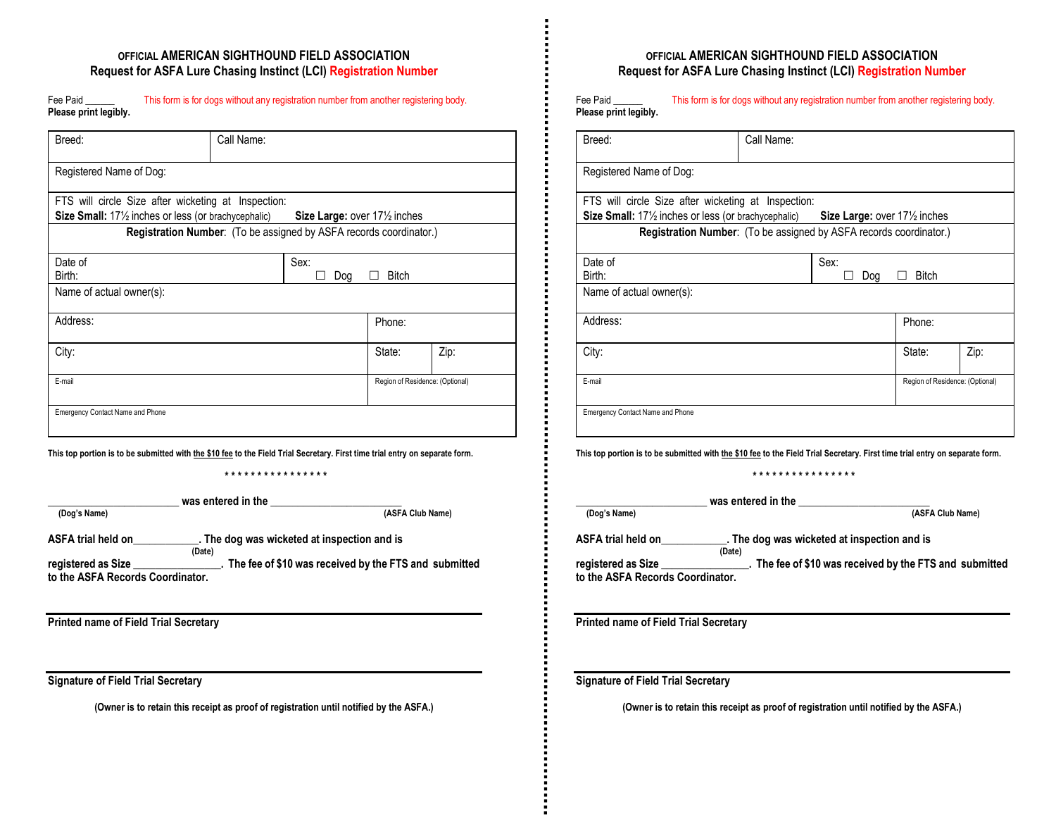**OFFICIAL AMERICAN SIGHTHOUND FIELD ASSOCIATION**
**Request for ASFA Lure Chasing Instinct (LCI) Registration Number**

Fee Paid ______ This form is for dogs without any registration number from another registering body.
**Please print legibly.**

| | | | |
|---|---|---|---|
| Breed: | Call Name: | | |
| Registered Name of Dog: | | | |
| FTS will circle Size after wicketing at Inspection: **Size Small:** 17½ inches or less (or brachycephalic) **Size Large:** over 17½ inches | | | |
| **Registration Number**: (To be assigned by ASFA records coordinator.) | | | |
| Date of Birth: | Sex: ☐ Dog ☐ Bitch | | |
| Name of actual owner(s): | | | |
| Address: | | Phone: | |
| City: | | State: | Zip: |
| E-mail | | Region of Residence: (Optional) | |
| Emergency Contact Name and Phone | | | |

**This top portion is to be submitted with the $10 fee to the Field Trial Secretary. First time trial entry on separate form.**

* * * * * * * * * * * * * * * * *

______________________ **was entered in the** ______________________
**(Dog's Name)** **(ASFA Club Name)**

**ASFA trial held on**___________**. The dog was wicketed at inspection and is**
**(Date)**
**registered as Size** _______________**. The fee of $10 was received by the FTS and submitted to the ASFA Records Coordinator.**

______________________________
**Printed name of Field Trial Secretary**

______________________________
**Signature of Field Trial Secretary**

**(Owner is to retain this receipt as proof of registration until notified by the ASFA.)**

---

**OFFICIAL AMERICAN SIGHTHOUND FIELD ASSOCIATION**
**Request for ASFA Lure Chasing Instinct (LCI) Registration Number**

Fee Paid ______ This form is for dogs without any registration number from another registering body.
**Please print legibly.**

| | | | |
|---|---|---|---|
| Breed: | Call Name: | | |
| Registered Name of Dog: | | | |
| FTS will circle Size after wicketing at Inspection: **Size Small:** 17½ inches or less (or brachycephalic) **Size Large:** over 17½ inches | | | |
| **Registration Number**: (To be assigned by ASFA records coordinator.) | | | |
| Date of Birth: | Sex: ☐ Dog ☐ Bitch | | |
| Name of actual owner(s): | | | |
| Address: | | Phone: | |
| City: | | State: | Zip: |
| E-mail | | Region of Residence: (Optional) | |
| Emergency Contact Name and Phone | | | |

**This top portion is to be submitted with the $10 fee to the Field Trial Secretary. First time trial entry on separate form.**

* * * * * * * * * * * * * * * * *

______________________ **was entered in the** ______________________
**(Dog's Name)** **(ASFA Club Name)**

**ASFA trial held on**___________**. The dog was wicketed at inspection and is**
**(Date)**
**registered as Size** _______________**. The fee of $10 was received by the FTS and submitted to the ASFA Records Coordinator.**

______________________________
**Printed name of Field Trial Secretary**

______________________________
**Signature of Field Trial Secretary**

**(Owner is to retain this receipt as proof of registration until notified by the ASFA.)**